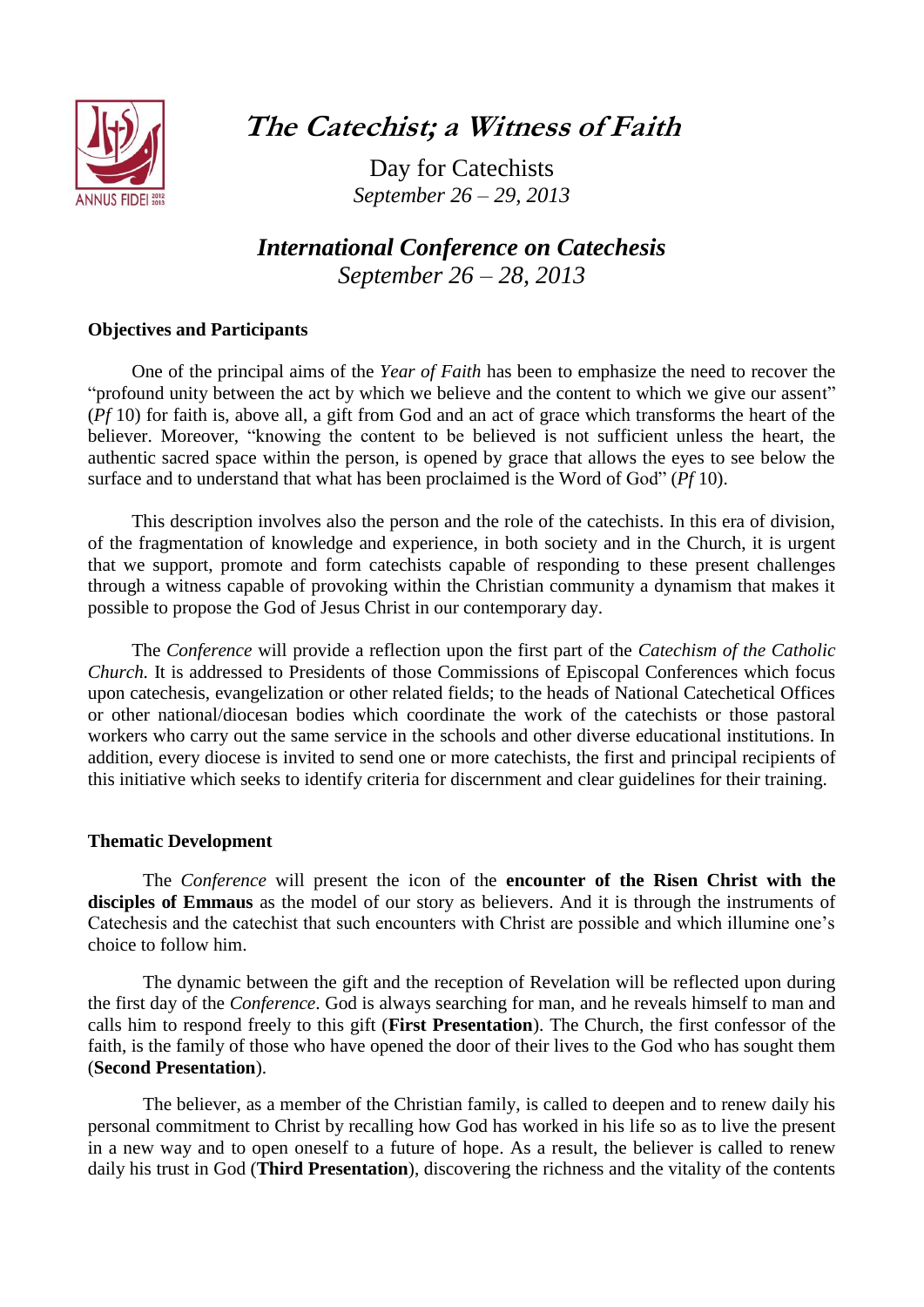# *The Catechist; a Witness of Faith*

Day for Catechists
*September 26 – 29, 2013*

## *International Conference on Catechesis*

*September 26 – 28, 2013*

**Objectives and Participants**

One of the principal aims of the *Year of Faith* has been to emphasize the need to recover the "profound unity between the act by which we believe and the content to which we give our assent" (*Pf* 10) for faith is, above all, a gift from God and an act of grace which transforms the heart of the believer. Moreover, "knowing the content to be believed is not sufficient unless the heart, the authentic sacred space within the person, is opened by grace that allows the eyes to see below the surface and to understand that what has been proclaimed is the Word of God" (*Pf* 10).

This description involves also the person and the role of the catechists. In this era of division, of the fragmentation of knowledge and experience, in both society and in the Church, it is urgent that we support, promote and form catechists capable of responding to these present challenges through a witness capable of provoking within the Christian community a dynamism that makes it possible to propose the God of Jesus Christ in our contemporary day.

The *Conference* will provide a reflection upon the first part of the *Catechism of the Catholic Church.* It is addressed to Presidents of those Commissions of Episcopal Conferences which focus upon catechesis, evangelization or other related fields; to the heads of National Catechetical Offices or other national/diocesan bodies which coordinate the work of the catechists or those pastoral workers who carry out the same service in the schools and other diverse educational institutions. In addition, every diocese is invited to send one or more catechists, the first and principal recipients of this initiative which seeks to identify criteria for discernment and clear guidelines for their training.

**Thematic Development**

The *Conference* will present the icon of the **encounter of the Risen Christ with the disciples of Emmaus** as the model of our story as believers. And it is through the instruments of Catechesis and the catechist that such encounters with Christ are possible and which illumine one's choice to follow him.

The dynamic between the gift and the reception of Revelation will be reflected upon during the first day of the *Conference*. God is always searching for man, and he reveals himself to man and calls him to respond freely to this gift (**First Presentation**). The Church, the first confessor of the faith, is the family of those who have opened the door of their lives to the God who has sought them (**Second Presentation**).

The believer, as a member of the Christian family, is called to deepen and to renew daily his personal commitment to Christ by recalling how God has worked in his life so as to live the present in a new way and to open oneself to a future of hope. As a result, the believer is called to renew daily his trust in God (**Third Presentation**), discovering the richness and the vitality of the contents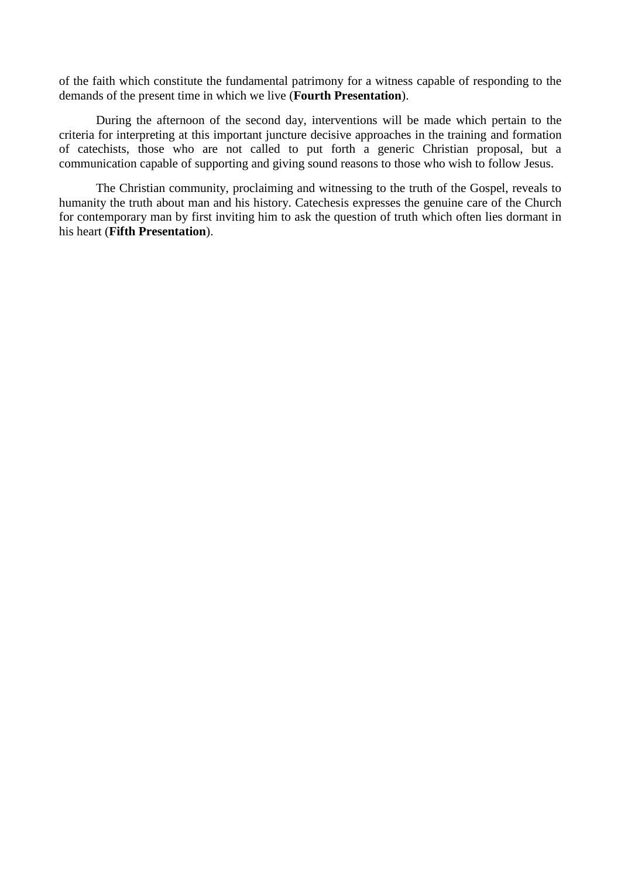of the faith which constitute the fundamental patrimony for a witness capable of responding to the demands of the present time in which we live (**Fourth Presentation**).

During the afternoon of the second day, interventions will be made which pertain to the criteria for interpreting at this important juncture decisive approaches in the training and formation of catechists, those who are not called to put forth a generic Christian proposal, but a communication capable of supporting and giving sound reasons to those who wish to follow Jesus.

The Christian community, proclaiming and witnessing to the truth of the Gospel, reveals to humanity the truth about man and his history. Catechesis expresses the genuine care of the Church for contemporary man by first inviting him to ask the question of truth which often lies dormant in his heart (**Fifth Presentation**).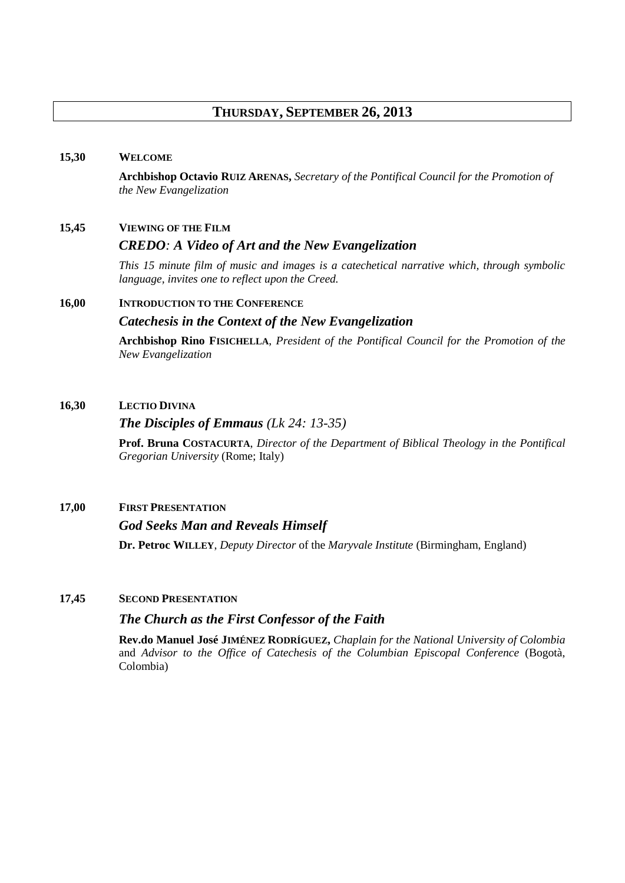## THURSDAY, SEPTEMBER 26, 2013

**15,30** **WELCOME**

**Archbishop Octavio RUIZ ARENAS,** *Secretary of the Pontifical Council for the Promotion of the New Evangelization*

**15,45** **VIEWING OF THE FILM**

***CREDO: A Video of Art and the New Evangelization***

*This 15 minute film of music and images is a catechetical narrative which, through symbolic language, invites one to reflect upon the Creed.*

**16,00** **INTRODUCTION TO THE CONFERENCE**

***Catechesis in the Context of the New Evangelization***

**Archbishop Rino FISICHELLA**, *President of the Pontifical Council for the Promotion of the New Evangelization*

**16,30** **LECTIO DIVINA**

***The Disciples of Emmaus*** *(Lk 24: 13-35)*

**Prof. Bruna COSTACURTA**, *Director of the Department of Biblical Theology in the Pontifical Gregorian University* (Rome; Italy)

**17,00** **FIRST PRESENTATION**

***God Seeks Man and Reveals Himself***

**Dr. Petroc WILLEY**, *Deputy Director* of the *Maryvale Institute* (Birmingham, England)

**17,45** **SECOND PRESENTATION**

***The Church as the First Confessor of the Faith***

**Rev.do Manuel José JIMÉNEZ RODRÍGUEZ,** *Chaplain for the National University of Colombia* and *Advisor to the Office of Catechesis of the Columbian Episcopal Conference* (Bogotà, Colombia)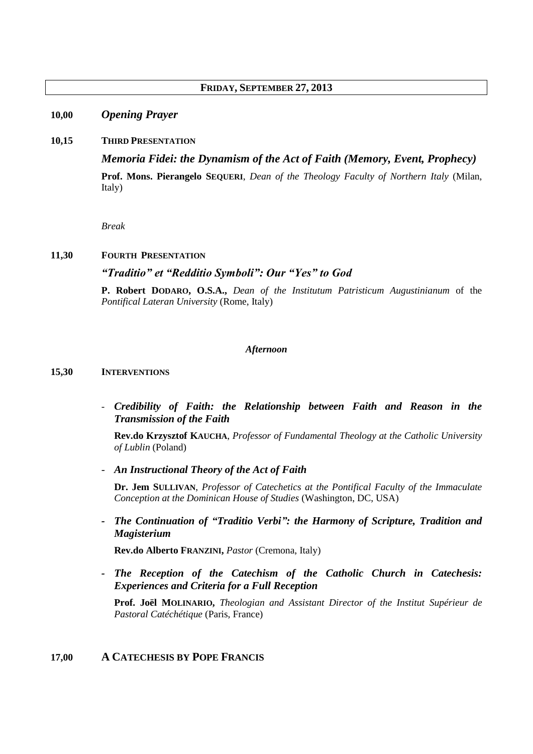## FRIDAY, SEPTEMBER 27, 2013

**10,00** *Opening Prayer*

**10,15** **THIRD PRESENTATION**

*Memoria Fidei: the Dynamism of the Act of Faith (Memory, Event, Prophecy)*

**Prof. Mons. Pierangelo SEQUERI**, *Dean of the Theology Faculty of Northern Italy* (Milan, Italy)

*Break*

**11,30** **FOURTH PRESENTATION**

*"Traditio" et "Redditio Symboli": Our "Yes" to God*

**P. Robert DODARO, O.S.A.,** *Dean of the Institutum Patristicum Augustinianum* of the *Pontifical Lateran University* (Rome, Italy)

***Afternoon***

**15,30** **INTERVENTIONS**

- ***Credibility of Faith: the Relationship between Faith and Reason in the Transmission of the Faith***

  **Rev.do Krzysztof KAUCHA**, *Professor of Fundamental Theology at the Catholic University of Lublin* (Poland)

- ***An Instructional Theory of the Act of Faith***

  **Dr. Jem SULLIVAN**, *Professor of Catechetics at the Pontifical Faculty of the Immaculate Conception at the Dominican House of Studies* (Washington, DC, USA)

- ***The Continuation of "Traditio Verbi": the Harmony of Scripture, Tradition and Magisterium***

  **Rev.do Alberto FRANZINI,** *Pastor* (Cremona, Italy)

- ***The Reception of the Catechism of the Catholic Church in Catechesis: Experiences and Criteria for a Full Reception***

  **Prof. Joël MOLINARIO,** *Theologian and Assistant Director of the Institut Supérieur de Pastoral Catéchétique* (Paris, France)

**17,00** **A CATECHESIS BY POPE FRANCIS**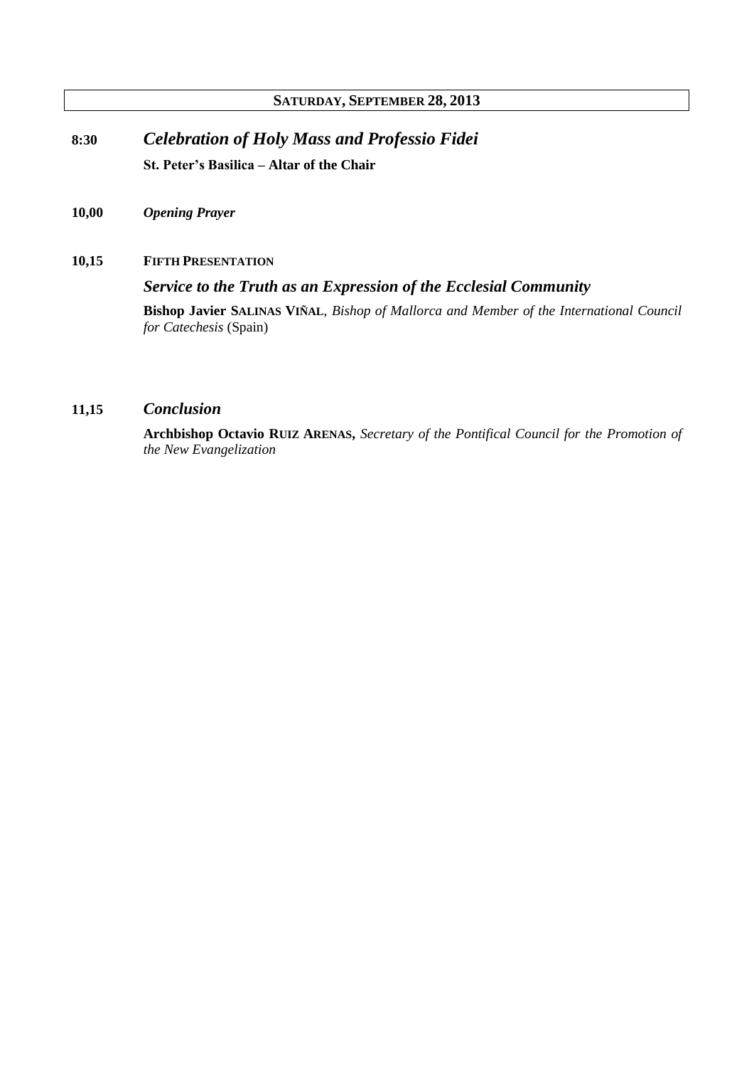## SATURDAY, SEPTEMBER 28, 2013

**8:30** ***Celebration of Holy Mass and Professio Fidei***

**St. Peter's Basilica – Altar of the Chair**

**10,00** ***Opening Prayer***

**10,15** **FIFTH PRESENTATION**

***Service to the Truth as an Expression of the Ecclesial Community***

**Bishop Javier SALINAS VIÑAL**, *Bishop of Mallorca and Member of the International Council for Catechesis* (Spain)

**11,15** ***Conclusion***

**Archbishop Octavio RUIZ ARENAS,** *Secretary of the Pontifical Council for the Promotion of the New Evangelization*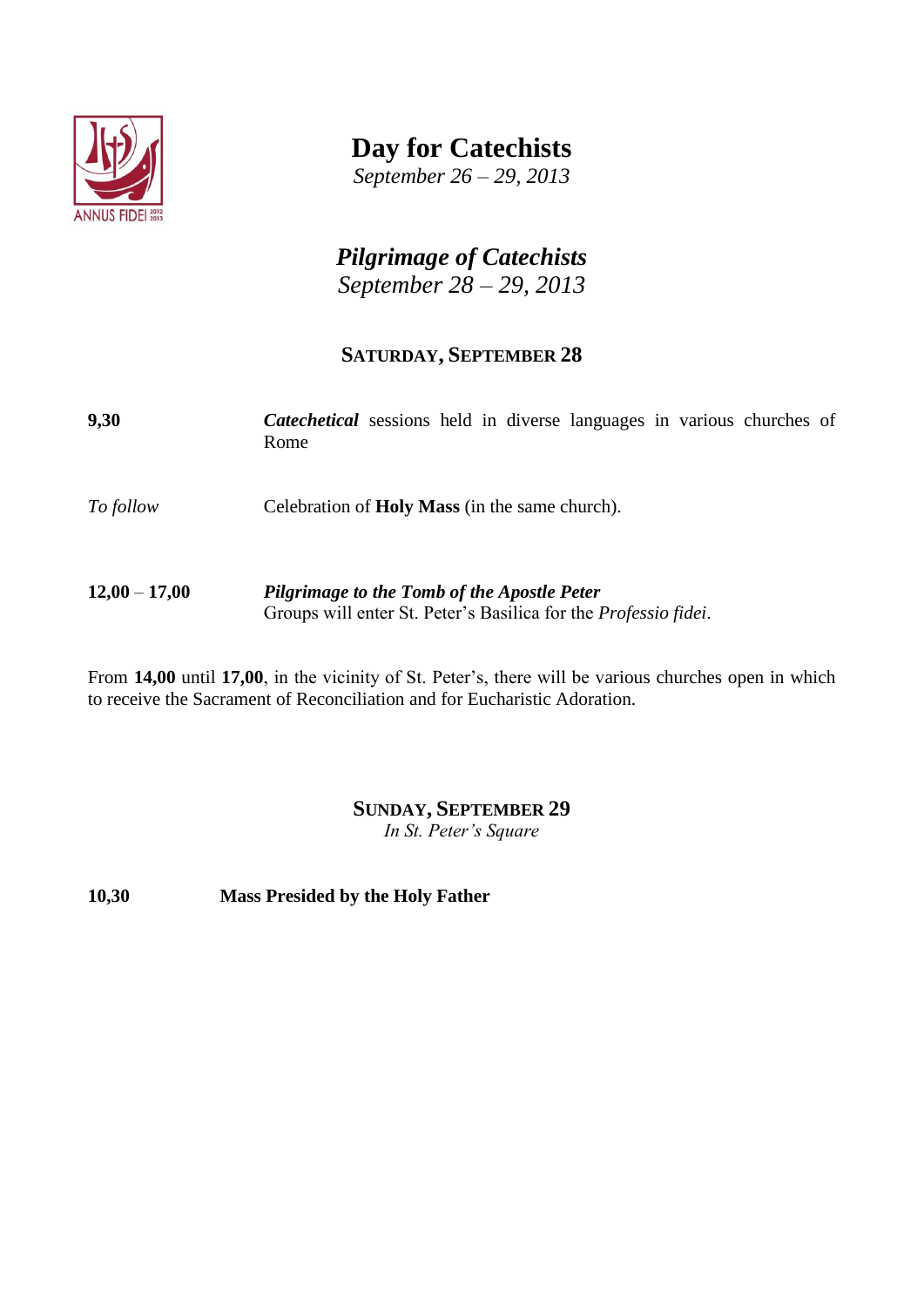# Day for Catechists

*September 26 – 29, 2013*

## *Pilgrimage of Catechists*

*September 28 – 29, 2013*

### SATURDAY, SEPTEMBER 28

| | |
|---|---|
| **9,30** | ***Catechetical*** sessions held in diverse languages in various churches of Rome |
| *To follow* | Celebration of **Holy Mass** (in the same church). |
| **12,00 – 17,00** | ***Pilgrimage to the Tomb of the Apostle Peter*** Groups will enter St. Peter's Basilica for the *Professio fidei*. |

From **14,00** until **17,00**, in the vicinity of St. Peter's, there will be various churches open in which to receive the Sacrament of Reconciliation and for Eucharistic Adoration.

### SUNDAY, SEPTEMBER 29

*In St. Peter's Square*

**10,30** **Mass Presided by the Holy Father**